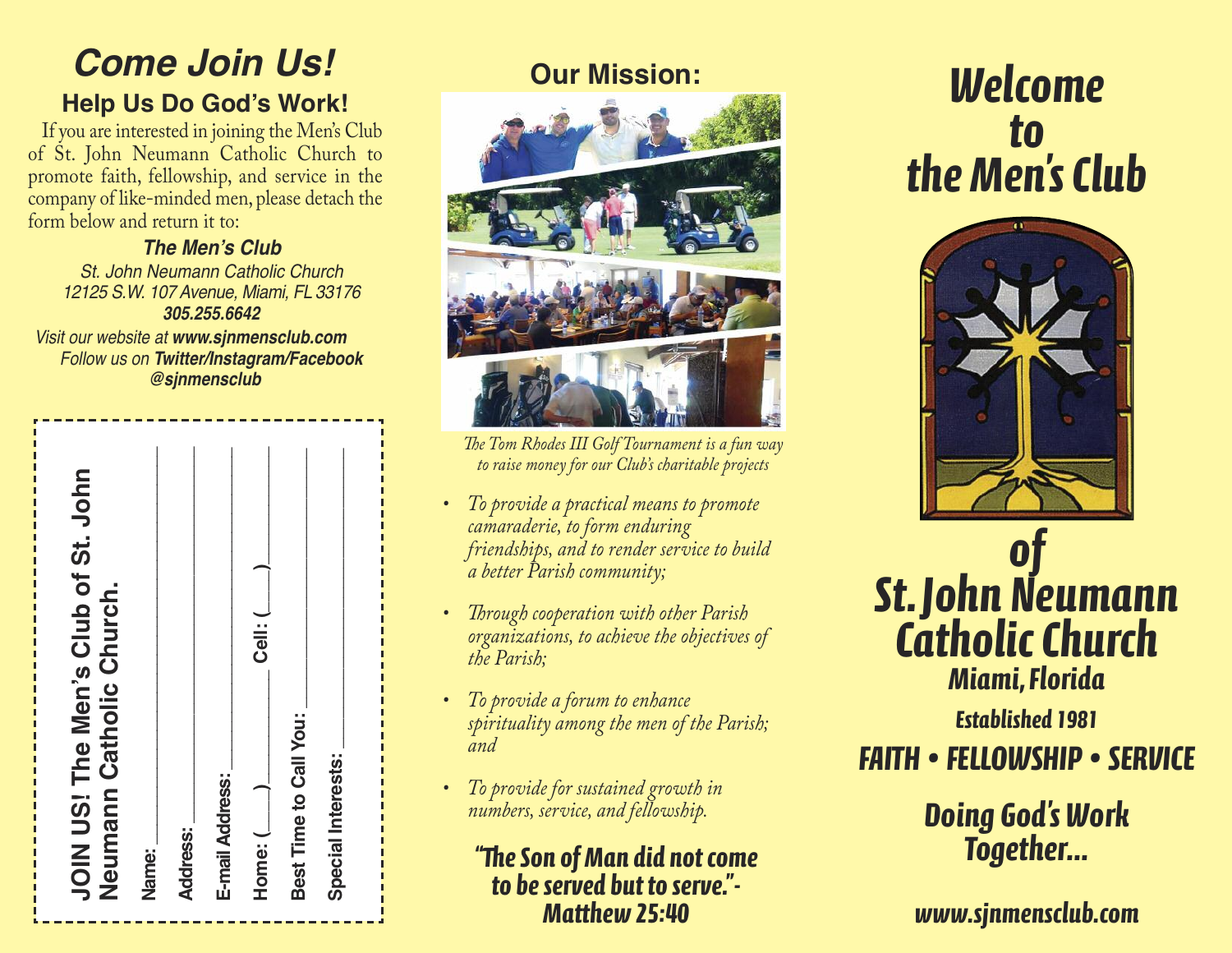# Come Join Us!

## Help Us Do God's Work!

If you are interested in joining the Men's Club of St. John Neumann Catholic Church to promote faith, fellowship, and service in the company of like-minded men, please detach the form below and return it to:

***The Men's Club***

*St. John Neumann Catholic Church*
*12125 S.W. 107 Avenue, Miami, FL 33176*
***305.255.6642***

*Visit our website at **www.sjnmensclub.com***
*Follow us on **Twitter/Instagram/Facebook***
***@sjnmensclub***

**JOIN US! The Men's Club of St. John Neumann Catholic Church.**

**Name:** ____________________

**Address:** ____________________

**E-mail Address:** ____________________

**Home: (____)** __________ **Cell: (____)** __________

**Best Time to Call You:** ____________________

**Special Interests:** ____________________

## Our Mission:

*The Tom Rhodes III Golf Tournament is a fun way to raise money for our Club's charitable projects*

- *To provide a practical means to promote camaraderie, to form enduring friendships, and to render service to build a better Parish community;*
- *Through cooperation with other Parish organizations, to achieve the objectives of the Parish;*
- *To provide a forum to enhance spirituality among the men of the Parish; and*
- *To provide for sustained growth in numbers, service, and fellowship.*

***"The Son of Man did not come to be served but to serve."- Matthew 25:40***

# Welcome to the Men's Club of St. John Neumann Catholic Church

**Miami, Florida**

**Established 1981**

**FAITH • FELLOWSHIP • SERVICE**

***Doing God's Work Together...***

***www.sjnmensclub.com***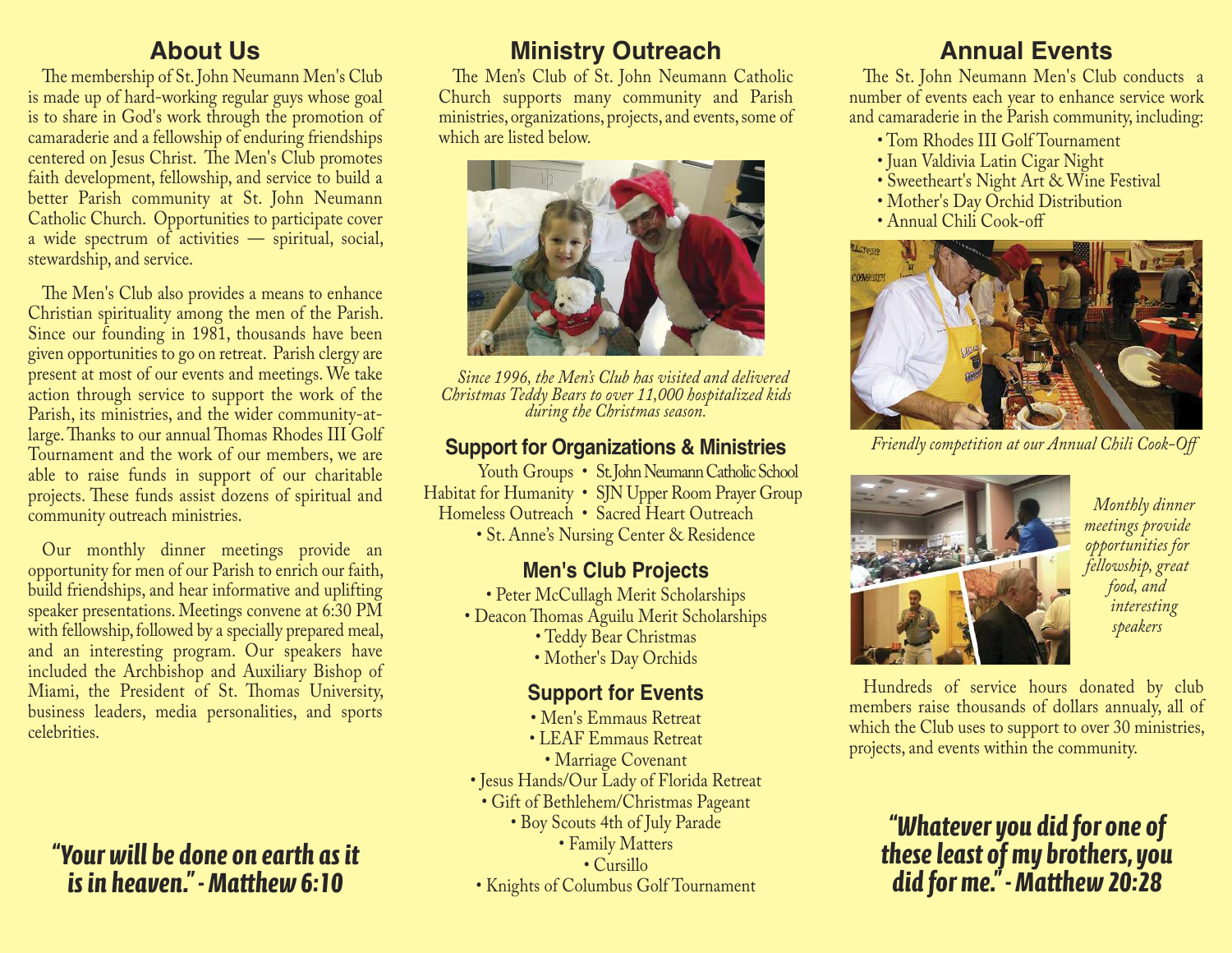## About Us

The membership of St. John Neumann Men's Club is made up of hard-working regular guys whose goal is to share in God's work through the promotion of camaraderie and a fellowship of enduring friendships centered on Jesus Christ. The Men's Club promotes faith development, fellowship, and service to build a better Parish community at St. John Neumann Catholic Church. Opportunities to participate cover a wide spectrum of activities — spiritual, social, stewardship, and service.

The Men's Club also provides a means to enhance Christian spirituality among the men of the Parish. Since our founding in 1981, thousands have been given opportunities to go on retreat. Parish clergy are present at most of our events and meetings. We take action through service to support the work of the Parish, its ministries, and the wider community-at-large. Thanks to our annual Thomas Rhodes III Golf Tournament and the work of our members, we are able to raise funds in support of our charitable projects. These funds assist dozens of spiritual and community outreach ministries.

Our monthly dinner meetings provide an opportunity for men of our Parish to enrich our faith, build friendships, and hear informative and uplifting speaker presentations. Meetings convene at 6:30 PM with fellowship, followed by a specially prepared meal, and an interesting program. Our speakers have included the Archbishop and Auxiliary Bishop of Miami, the President of St. Thomas University, business leaders, media personalities, and sports celebrities.

***"Your will be done on earth as it is in heaven." - Matthew 6:10***

## Ministry Outreach

The Men's Club of St. John Neumann Catholic Church supports many community and Parish ministries, organizations, projects, and events, some of which are listed below.

*Since 1996, the Men's Club has visited and delivered Christmas Teddy Bears to over 11,000 hospitalized kids during the Christmas season.*

### Support for Organizations & Ministries

Youth Groups • St. John Neumann Catholic School
Habitat for Humanity • SJN Upper Room Prayer Group
Homeless Outreach • Sacred Heart Outreach
• St. Anne's Nursing Center & Residence

### Men's Club Projects

- Peter McCullagh Merit Scholarships
- Deacon Thomas Aguilu Merit Scholarships
- Teddy Bear Christmas
- Mother's Day Orchids

### Support for Events

- Men's Emmaus Retreat
- LEAF Emmaus Retreat
- Marriage Covenant
- Jesus Hands/Our Lady of Florida Retreat
- Gift of Bethlehem/Christmas Pageant
- Boy Scouts 4th of July Parade
- Family Matters
- Cursillo
- Knights of Columbus Golf Tournament

## Annual Events

The St. John Neumann Men's Club conducts a number of events each year to enhance service work and camaraderie in the Parish community, including:

- Tom Rhodes III Golf Tournament
- Juan Valdivia Latin Cigar Night
- Sweetheart's Night Art & Wine Festival
- Mother's Day Orchid Distribution
- Annual Chili Cook-off

*Friendly competition at our Annual Chili Cook-Off*

*Monthly dinner meetings provide opportunities for fellowship, great food, and interesting speakers*

Hundreds of service hours donated by club members raise thousands of dollars annualy, all of which the Club uses to support to over 30 ministries, projects, and events within the community.

***"Whatever you did for one of these least of my brothers, you did for me." - Matthew 20:28***